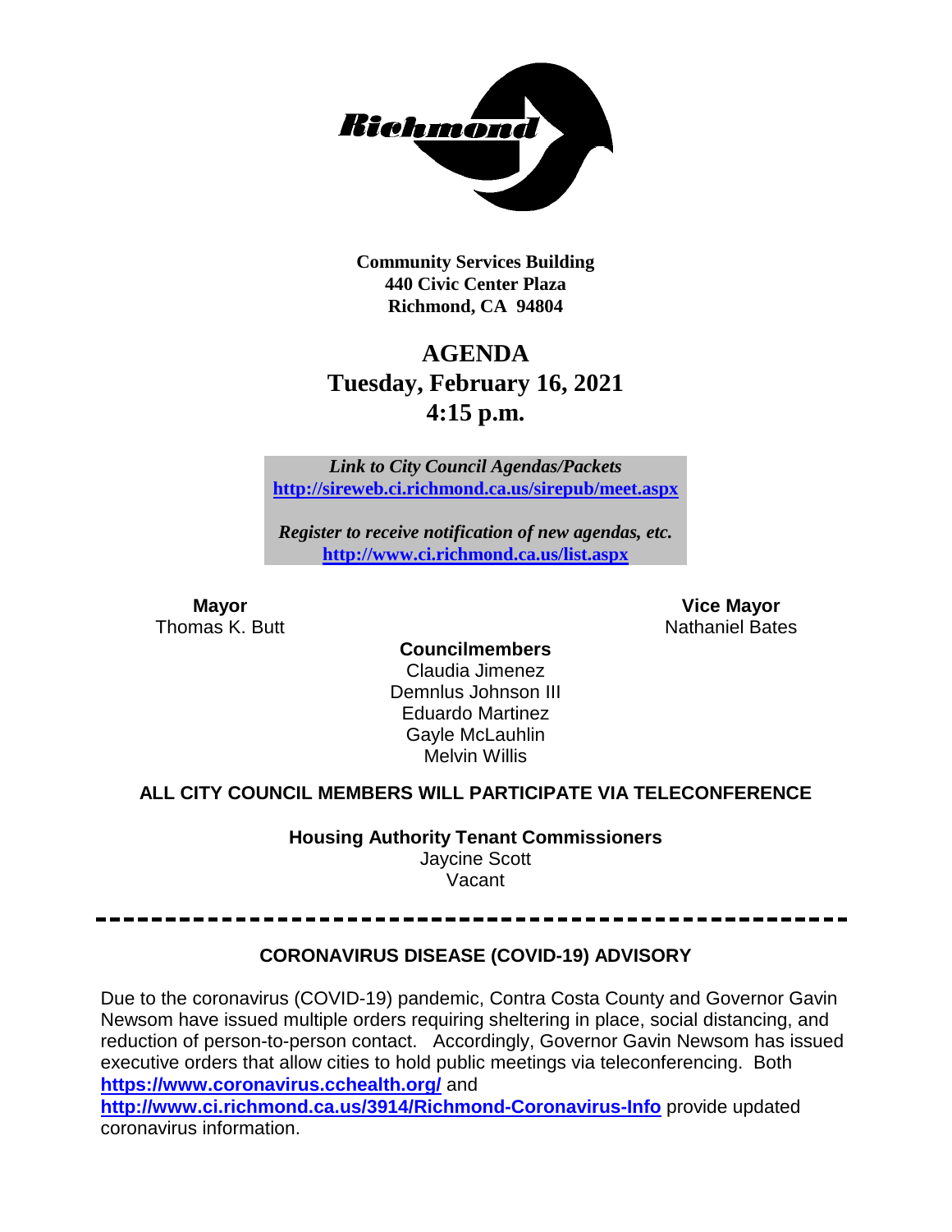**Community Services Building**
**440 Civic Center Plaza**
**Richmond, CA 94804**

# AGENDA
## Tuesday, February 16, 2021
## 4:15 p.m.

*Link to City Council Agendas/Packets*
**http://sireweb.ci.richmond.ca.us/sirepub/meet.aspx**

*Register to receive notification of new agendas, etc.*
**http://www.ci.richmond.ca.us/list.aspx**

**Mayor**
Thomas K. Butt

**Vice Mayor**
Nathaniel Bates

**Councilmembers**
Claudia Jimenez
Demnlus Johnson III
Eduardo Martinez
Gayle McLauhlin
Melvin Willis

**ALL CITY COUNCIL MEMBERS WILL PARTICIPATE VIA TELECONFERENCE**

**Housing Authority Tenant Commissioners**
Jaycine Scott
Vacant

---

**CORONAVIRUS DISEASE (COVID-19) ADVISORY**

Due to the coronavirus (COVID-19) pandemic, Contra Costa County and Governor Gavin Newsom have issued multiple orders requiring sheltering in place, social distancing, and reduction of person-to-person contact. Accordingly, Governor Gavin Newsom has issued executive orders that allow cities to hold public meetings via teleconferencing. Both **https://www.coronavirus.cchealth.org/** and **http://www.ci.richmond.ca.us/3914/Richmond-Coronavirus-Info** provide updated coronavirus information.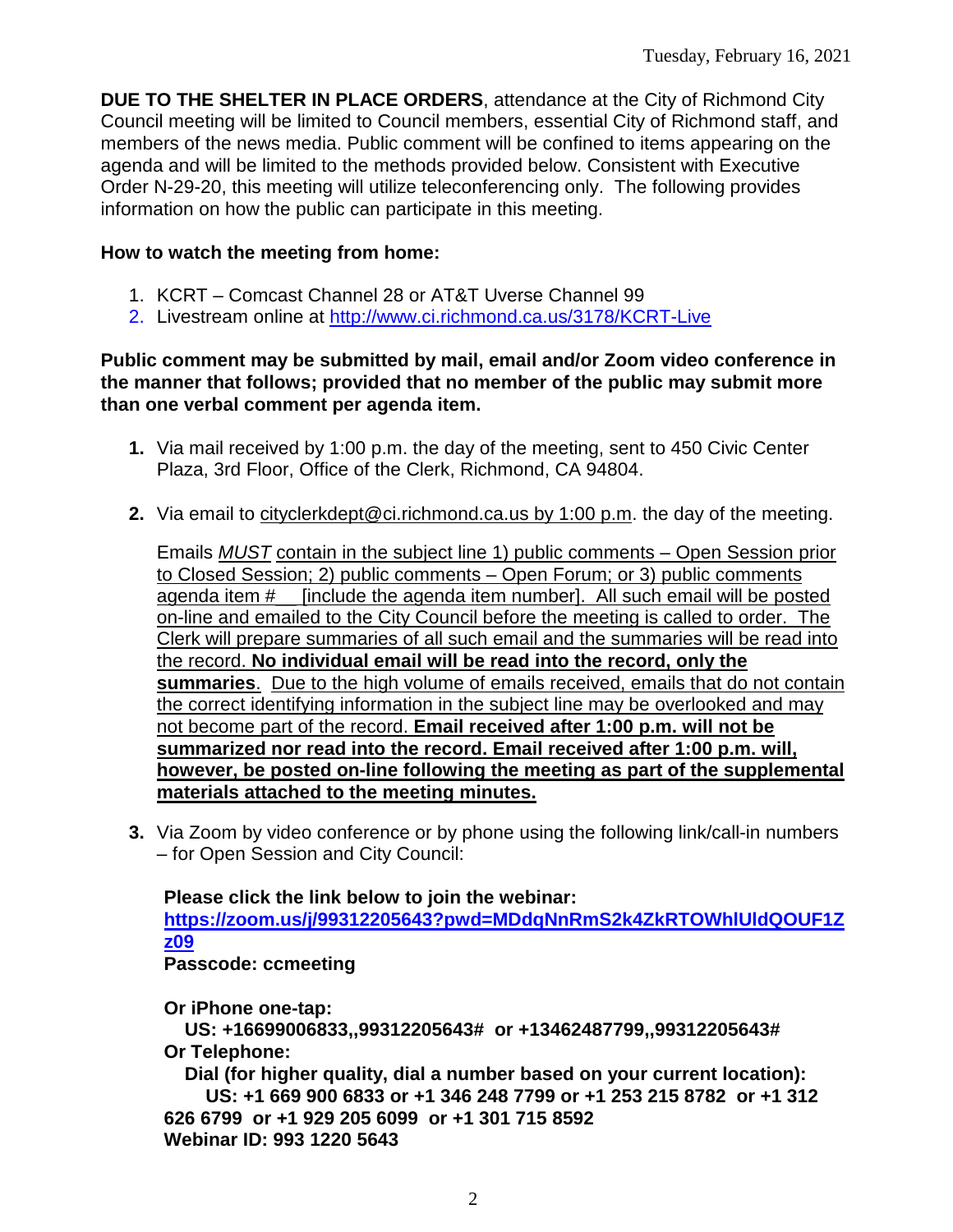Tuesday, February 16, 2021

**DUE TO THE SHELTER IN PLACE ORDERS**, attendance at the City of Richmond City Council meeting will be limited to Council members, essential City of Richmond staff, and members of the news media. Public comment will be confined to items appearing on the agenda and will be limited to the methods provided below. Consistent with Executive Order N-29-20, this meeting will utilize teleconferencing only. The following provides information on how the public can participate in this meeting.

**How to watch the meeting from home:**

1. KCRT – Comcast Channel 28 or AT&T Uverse Channel 99
2. Livestream online at http://www.ci.richmond.ca.us/3178/KCRT-Live

**Public comment may be submitted by mail, email and/or Zoom video conference in the manner that follows; provided that no member of the public may submit more than one verbal comment per agenda item.**

1. Via mail received by 1:00 p.m. the day of the meeting, sent to 450 Civic Center Plaza, 3rd Floor, Office of the Clerk, Richmond, CA 94804.

2. Via email to cityclerkdept@ci.richmond.ca.us by 1:00 p.m. the day of the meeting.

   Emails *MUST* contain in the subject line 1) public comments – Open Session prior to Closed Session; 2) public comments – Open Forum; or 3) public comments agenda item #__ [include the agenda item number]. All such email will be posted on-line and emailed to the City Council before the meeting is called to order. The Clerk will prepare summaries of all such email and the summaries will be read into the record. **No individual email will be read into the record, only the summaries**. Due to the high volume of emails received, emails that do not contain the correct identifying information in the subject line may be overlooked and may not become part of the record. **Email received after 1:00 p.m. will not be summarized nor read into the record. Email received after 1:00 p.m. will, however, be posted on-line following the meeting as part of the supplemental materials attached to the meeting minutes.**

3. Via Zoom by video conference or by phone using the following link/call-in numbers – for Open Session and City Council:

   **Please click the link below to join the webinar:**
   **https://zoom.us/j/99312205643?pwd=MDdqNnRmS2k4ZkRTOWhlUldQOUF1Zz09**
   **Passcode: ccmeeting**

   **Or iPhone one-tap:**
   **US: +16699006833,,99312205643# or +13462487799,,99312205643#**
   **Or Telephone:**
   **Dial (for higher quality, dial a number based on your current location):**
   **US: +1 669 900 6833 or +1 346 248 7799 or +1 253 215 8782 or +1 312 626 6799 or +1 929 205 6099 or +1 301 715 8592**
   **Webinar ID: 993 1220 5643**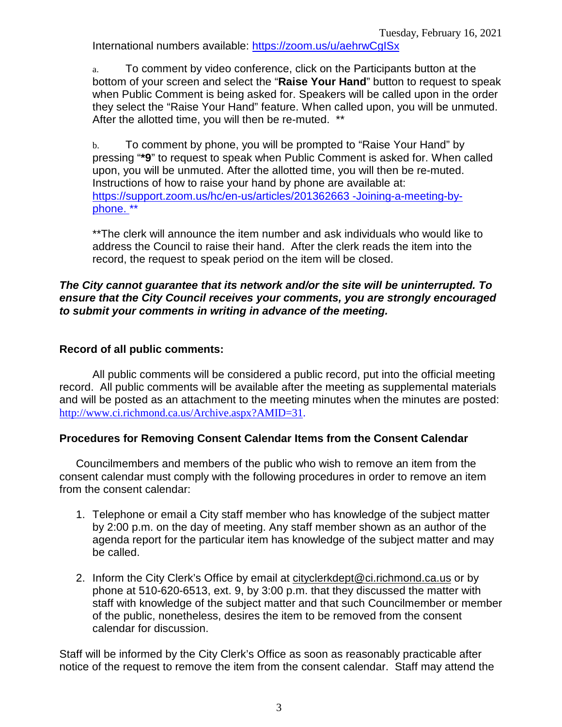International numbers available: https://zoom.us/u/aehrwCgISx

a. To comment by video conference, click on the Participants button at the bottom of your screen and select the "**Raise Your Hand**" button to request to speak when Public Comment is being asked for. Speakers will be called upon in the order they select the "Raise Your Hand" feature. When called upon, you will be unmuted. After the allotted time, you will then be re-muted. **

b. To comment by phone, you will be prompted to "Raise Your Hand" by pressing "***9**" to request to speak when Public Comment is asked for. When called upon, you will be unmuted. After the allotted time, you will then be re-muted. Instructions of how to raise your hand by phone are available at: https://support.zoom.us/hc/en-us/articles/201362663 -Joining-a-meeting-by-phone. **

**The clerk will announce the item number and ask individuals who would like to address the Council to raise their hand. After the clerk reads the item into the record, the request to speak period on the item will be closed.

***The City cannot guarantee that its network and/or the site will be uninterrupted. To ensure that the City Council receives your comments, you are strongly encouraged to submit your comments in writing in advance of the meeting.***

**Record of all public comments:**

All public comments will be considered a public record, put into the official meeting record. All public comments will be available after the meeting as supplemental materials and will be posted as an attachment to the meeting minutes when the minutes are posted: http://www.ci.richmond.ca.us/Archive.aspx?AMID=31.

**Procedures for Removing Consent Calendar Items from the Consent Calendar**

Councilmembers and members of the public who wish to remove an item from the consent calendar must comply with the following procedures in order to remove an item from the consent calendar:

1. Telephone or email a City staff member who has knowledge of the subject matter by 2:00 p.m. on the day of meeting. Any staff member shown as an author of the agenda report for the particular item has knowledge of the subject matter and may be called.

2. Inform the City Clerk's Office by email at cityclerkdept@ci.richmond.ca.us or by phone at 510-620-6513, ext. 9, by 3:00 p.m. that they discussed the matter with staff with knowledge of the subject matter and that such Councilmember or member of the public, nonetheless, desires the item to be removed from the consent calendar for discussion.

Staff will be informed by the City Clerk's Office as soon as reasonably practicable after notice of the request to remove the item from the consent calendar. Staff may attend the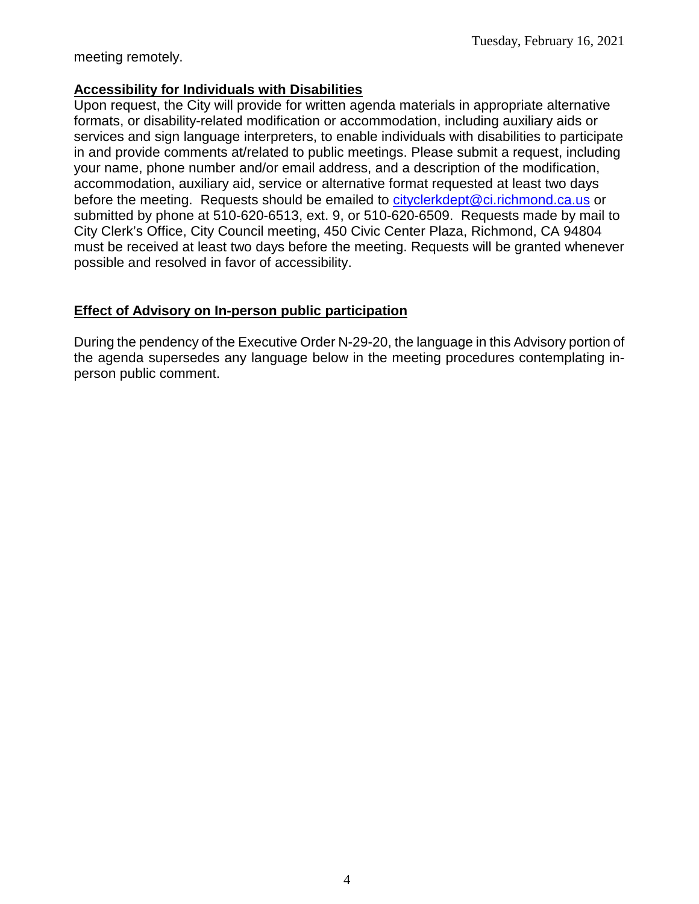meeting remotely.

## Accessibility for Individuals with Disabilities

Upon request, the City will provide for written agenda materials in appropriate alternative formats, or disability-related modification or accommodation, including auxiliary aids or services and sign language interpreters, to enable individuals with disabilities to participate in and provide comments at/related to public meetings. Please submit a request, including your name, phone number and/or email address, and a description of the modification, accommodation, auxiliary aid, service or alternative format requested at least two days before the meeting. Requests should be emailed to cityclerkdept@ci.richmond.ca.us or submitted by phone at 510-620-6513, ext. 9, or 510-620-6509. Requests made by mail to City Clerk's Office, City Council meeting, 450 Civic Center Plaza, Richmond, CA 94804 must be received at least two days before the meeting. Requests will be granted whenever possible and resolved in favor of accessibility.

## Effect of Advisory on In-person public participation

During the pendency of the Executive Order N-29-20, the language in this Advisory portion of the agenda supersedes any language below in the meeting procedures contemplating in-person public comment.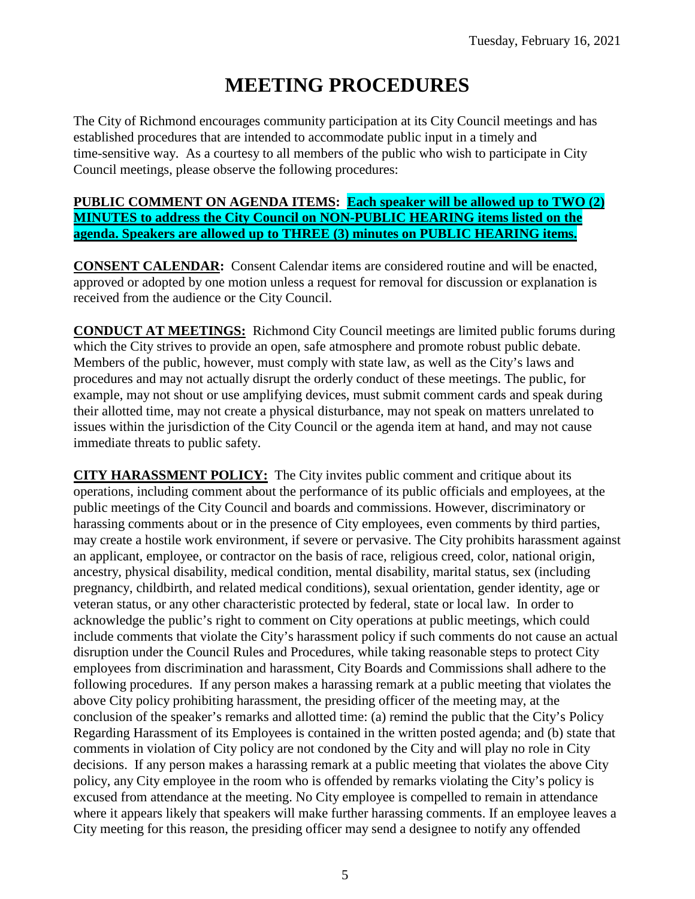# MEETING PROCEDURES

The City of Richmond encourages community participation at its City Council meetings and has established procedures that are intended to accommodate public input in a timely and time-sensitive way. As a courtesy to all members of the public who wish to participate in City Council meetings, please observe the following procedures:

**PUBLIC COMMENT ON AGENDA ITEMS: Each speaker will be allowed up to TWO (2) MINUTES to address the City Council on NON-PUBLIC HEARING items listed on the agenda. Speakers are allowed up to THREE (3) minutes on PUBLIC HEARING items.**

**CONSENT CALENDAR:** Consent Calendar items are considered routine and will be enacted, approved or adopted by one motion unless a request for removal for discussion or explanation is received from the audience or the City Council.

**CONDUCT AT MEETINGS:** Richmond City Council meetings are limited public forums during which the City strives to provide an open, safe atmosphere and promote robust public debate. Members of the public, however, must comply with state law, as well as the City's laws and procedures and may not actually disrupt the orderly conduct of these meetings. The public, for example, may not shout or use amplifying devices, must submit comment cards and speak during their allotted time, may not create a physical disturbance, may not speak on matters unrelated to issues within the jurisdiction of the City Council or the agenda item at hand, and may not cause immediate threats to public safety.

**CITY HARASSMENT POLICY:** The City invites public comment and critique about its operations, including comment about the performance of its public officials and employees, at the public meetings of the City Council and boards and commissions. However, discriminatory or harassing comments about or in the presence of City employees, even comments by third parties, may create a hostile work environment, if severe or pervasive. The City prohibits harassment against an applicant, employee, or contractor on the basis of race, religious creed, color, national origin, ancestry, physical disability, medical condition, mental disability, marital status, sex (including pregnancy, childbirth, and related medical conditions), sexual orientation, gender identity, age or veteran status, or any other characteristic protected by federal, state or local law. In order to acknowledge the public's right to comment on City operations at public meetings, which could include comments that violate the City's harassment policy if such comments do not cause an actual disruption under the Council Rules and Procedures, while taking reasonable steps to protect City employees from discrimination and harassment, City Boards and Commissions shall adhere to the following procedures. If any person makes a harassing remark at a public meeting that violates the above City policy prohibiting harassment, the presiding officer of the meeting may, at the conclusion of the speaker's remarks and allotted time: (a) remind the public that the City's Policy Regarding Harassment of its Employees is contained in the written posted agenda; and (b) state that comments in violation of City policy are not condoned by the City and will play no role in City decisions. If any person makes a harassing remark at a public meeting that violates the above City policy, any City employee in the room who is offended by remarks violating the City's policy is excused from attendance at the meeting. No City employee is compelled to remain in attendance where it appears likely that speakers will make further harassing comments. If an employee leaves a City meeting for this reason, the presiding officer may send a designee to notify any offended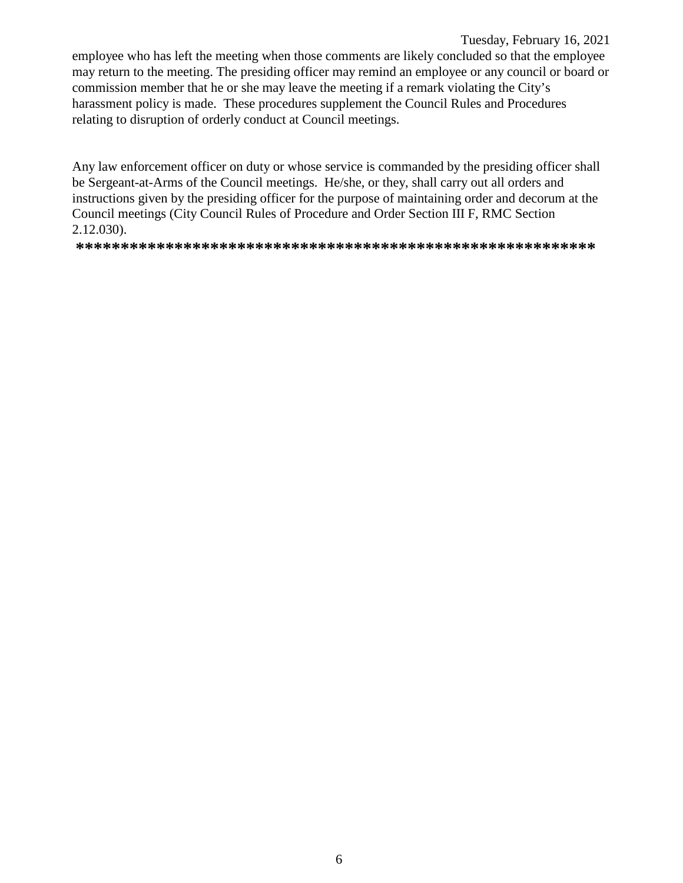employee who has left the meeting when those comments are likely concluded so that the employee may return to the meeting. The presiding officer may remind an employee or any council or board or commission member that he or she may leave the meeting if a remark violating the City's harassment policy is made. These procedures supplement the Council Rules and Procedures relating to disruption of orderly conduct at Council meetings.

Any law enforcement officer on duty or whose service is commanded by the presiding officer shall be Sergeant-at-Arms of the Council meetings. He/she, or they, shall carry out all orders and instructions given by the presiding officer for the purpose of maintaining order and decorum at the Council meetings (City Council Rules of Procedure and Order Section III F, RMC Section 2.12.030).

**\*\*\*\*\*\*\*\*\*\*\*\*\*\*\*\*\*\*\*\*\*\*\*\*\*\*\*\*\*\*\*\*\*\*\*\*\*\*\*\*\*\*\*\*\*\*\*\*\*\*\*\*\*\*\*\*\*\*\***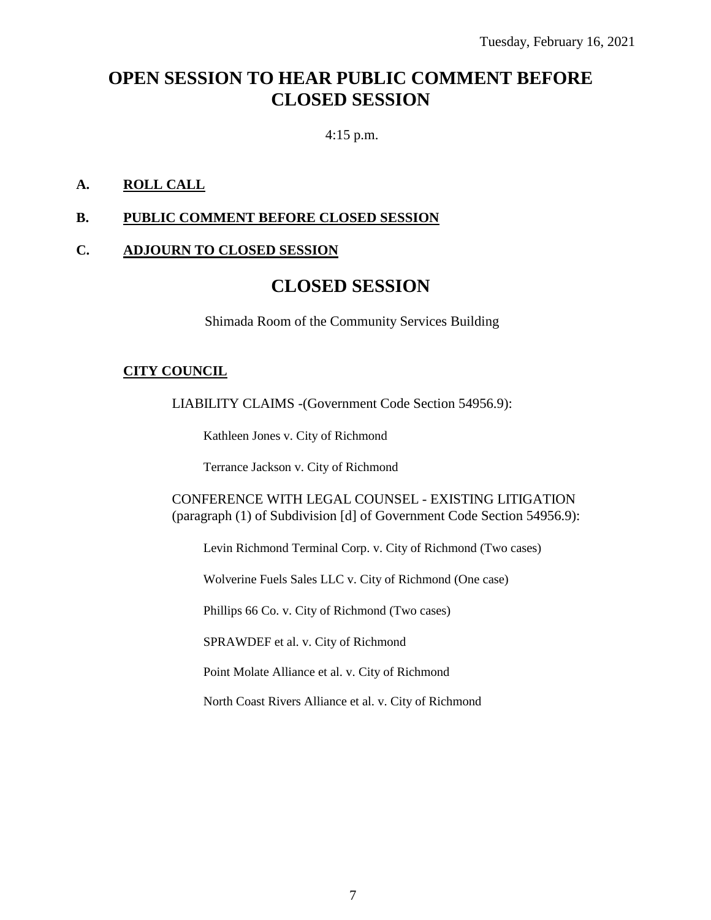# OPEN SESSION TO HEAR PUBLIC COMMENT BEFORE CLOSED SESSION

4:15 p.m.

**A. ROLL CALL**

**B. PUBLIC COMMENT BEFORE CLOSED SESSION**

**C. ADJOURN TO CLOSED SESSION**

# CLOSED SESSION

Shimada Room of the Community Services Building

**CITY COUNCIL**

LIABILITY CLAIMS -(Government Code Section 54956.9):

Kathleen Jones v. City of Richmond

Terrance Jackson v. City of Richmond

CONFERENCE WITH LEGAL COUNSEL - EXISTING LITIGATION (paragraph (1) of Subdivision [d] of Government Code Section 54956.9):

Levin Richmond Terminal Corp. v. City of Richmond (Two cases)

Wolverine Fuels Sales LLC v. City of Richmond (One case)

Phillips 66 Co. v. City of Richmond (Two cases)

SPRAWDEF et al. v. City of Richmond

Point Molate Alliance et al. v. City of Richmond

North Coast Rivers Alliance et al. v. City of Richmond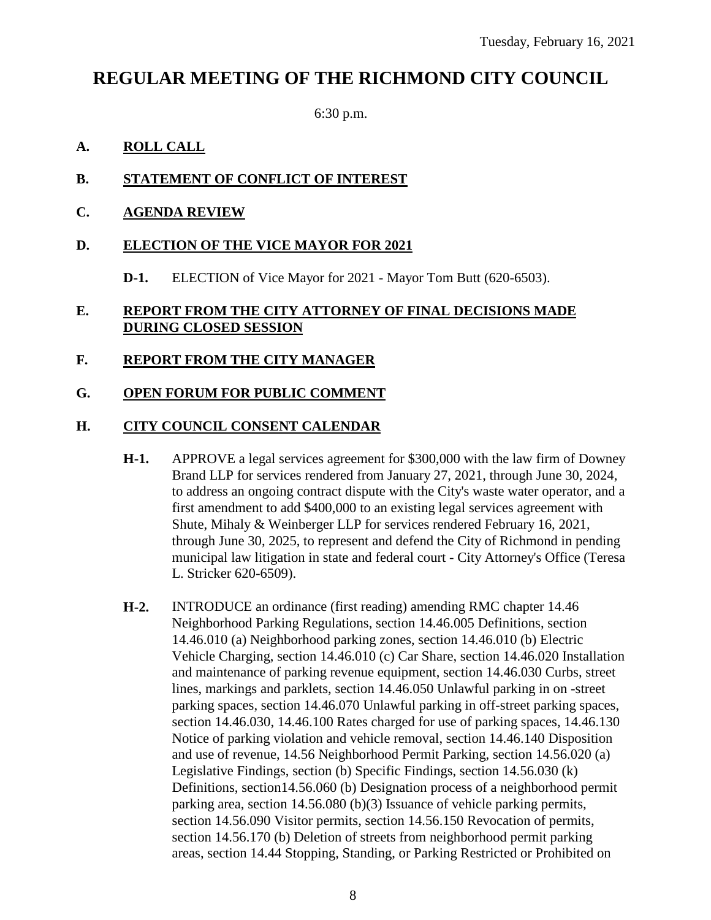Tuesday, February 16, 2021

# REGULAR MEETING OF THE RICHMOND CITY COUNCIL

6:30 p.m.

**A. ROLL CALL**

**B. STATEMENT OF CONFLICT OF INTEREST**

**C. AGENDA REVIEW**

**D. ELECTION OF THE VICE MAYOR FOR 2021**

**D-1.** ELECTION of Vice Mayor for 2021 - Mayor Tom Butt (620-6503).

**E. REPORT FROM THE CITY ATTORNEY OF FINAL DECISIONS MADE DURING CLOSED SESSION**

**F. REPORT FROM THE CITY MANAGER**

**G. OPEN FORUM FOR PUBLIC COMMENT**

**H. CITY COUNCIL CONSENT CALENDAR**

**H-1.** APPROVE a legal services agreement for $300,000 with the law firm of Downey Brand LLP for services rendered from January 27, 2021, through June 30, 2024, to address an ongoing contract dispute with the City's waste water operator, and a first amendment to add $400,000 to an existing legal services agreement with Shute, Mihaly & Weinberger LLP for services rendered February 16, 2021, through June 30, 2025, to represent and defend the City of Richmond in pending municipal law litigation in state and federal court - City Attorney's Office (Teresa L. Stricker 620-6509).

**H-2.** INTRODUCE an ordinance (first reading) amending RMC chapter 14.46 Neighborhood Parking Regulations, section 14.46.005 Definitions, section 14.46.010 (a) Neighborhood parking zones, section 14.46.010 (b) Electric Vehicle Charging, section 14.46.010 (c) Car Share, section 14.46.020 Installation and maintenance of parking revenue equipment, section 14.46.030 Curbs, street lines, markings and parklets, section 14.46.050 Unlawful parking in on -street parking spaces, section 14.46.070 Unlawful parking in off-street parking spaces, section 14.46.030, 14.46.100 Rates charged for use of parking spaces, 14.46.130 Notice of parking violation and vehicle removal, section 14.46.140 Disposition and use of revenue, 14.56 Neighborhood Permit Parking, section 14.56.020 (a) Legislative Findings, section (b) Specific Findings, section 14.56.030 (k) Definitions, section14.56.060 (b) Designation process of a neighborhood permit parking area, section 14.56.080 (b)(3) Issuance of vehicle parking permits, section 14.56.090 Visitor permits, section 14.56.150 Revocation of permits, section 14.56.170 (b) Deletion of streets from neighborhood permit parking areas, section 14.44 Stopping, Standing, or Parking Restricted or Prohibited on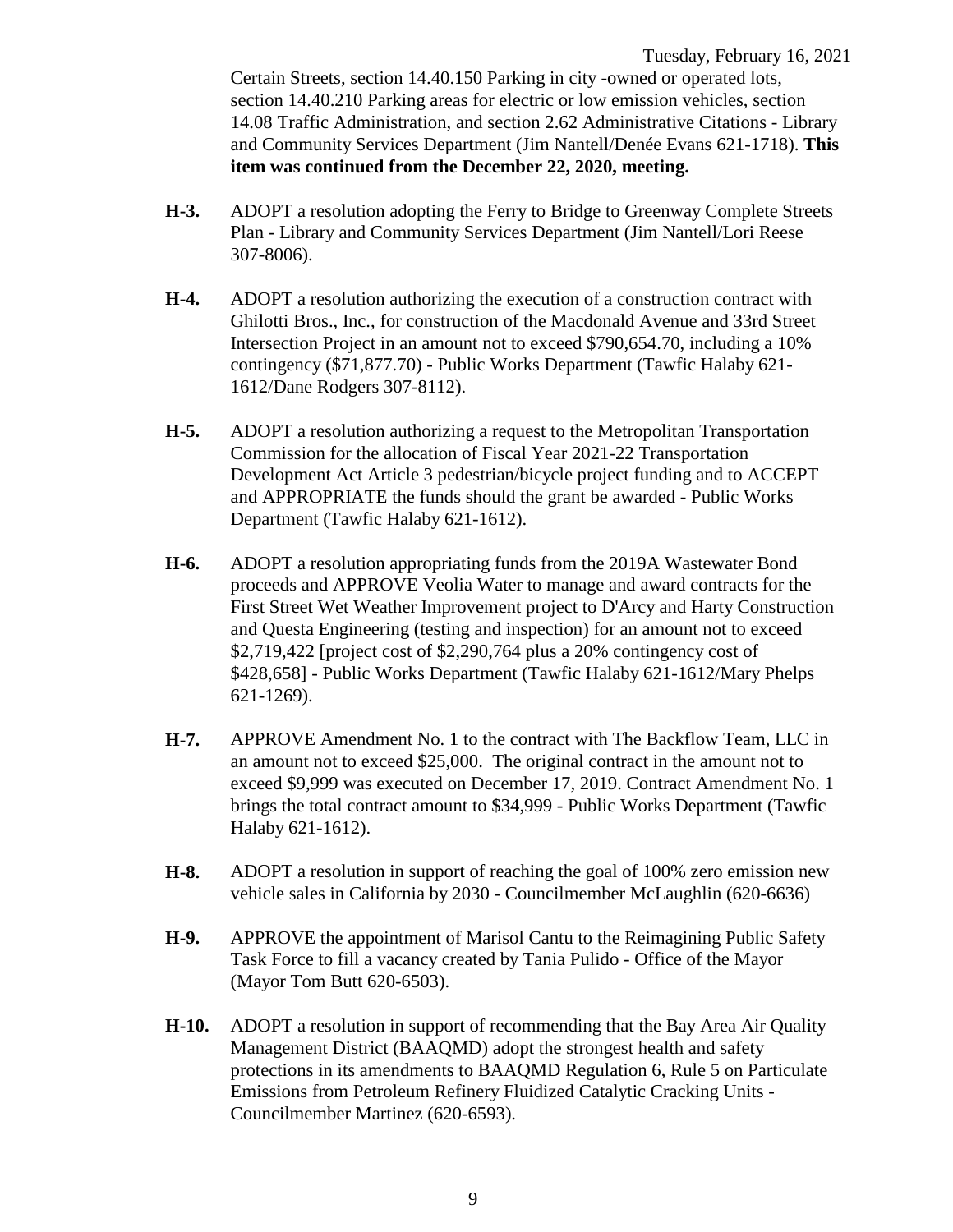Certain Streets, section 14.40.150 Parking in city -owned or operated lots, section 14.40.210 Parking areas for electric or low emission vehicles, section 14.08 Traffic Administration, and section 2.62 Administrative Citations - Library and Community Services Department (Jim Nantell/Denée Evans 621-1718). **This item was continued from the December 22, 2020, meeting.**

**H-3.** ADOPT a resolution adopting the Ferry to Bridge to Greenway Complete Streets Plan - Library and Community Services Department (Jim Nantell/Lori Reese 307-8006).

**H-4.** ADOPT a resolution authorizing the execution of a construction contract with Ghilotti Bros., Inc., for construction of the Macdonald Avenue and 33rd Street Intersection Project in an amount not to exceed $790,654.70, including a 10% contingency ($71,877.70) - Public Works Department (Tawfic Halaby 621-1612/Dane Rodgers 307-8112).

**H-5.** ADOPT a resolution authorizing a request to the Metropolitan Transportation Commission for the allocation of Fiscal Year 2021-22 Transportation Development Act Article 3 pedestrian/bicycle project funding and to ACCEPT and APPROPRIATE the funds should the grant be awarded - Public Works Department (Tawfic Halaby 621-1612).

**H-6.** ADOPT a resolution appropriating funds from the 2019A Wastewater Bond proceeds and APPROVE Veolia Water to manage and award contracts for the First Street Wet Weather Improvement project to D'Arcy and Harty Construction and Questa Engineering (testing and inspection) for an amount not to exceed $2,719,422 [project cost of $2,290,764 plus a 20% contingency cost of $428,658] - Public Works Department (Tawfic Halaby 621-1612/Mary Phelps 621-1269).

**H-7.** APPROVE Amendment No. 1 to the contract with The Backflow Team, LLC in an amount not to exceed $25,000. The original contract in the amount not to exceed $9,999 was executed on December 17, 2019. Contract Amendment No. 1 brings the total contract amount to $34,999 - Public Works Department (Tawfic Halaby 621-1612).

**H-8.** ADOPT a resolution in support of reaching the goal of 100% zero emission new vehicle sales in California by 2030 - Councilmember McLaughlin (620-6636)

**H-9.** APPROVE the appointment of Marisol Cantu to the Reimagining Public Safety Task Force to fill a vacancy created by Tania Pulido - Office of the Mayor (Mayor Tom Butt 620-6503).

**H-10.** ADOPT a resolution in support of recommending that the Bay Area Air Quality Management District (BAAQMD) adopt the strongest health and safety protections in its amendments to BAAQMD Regulation 6, Rule 5 on Particulate Emissions from Petroleum Refinery Fluidized Catalytic Cracking Units - Councilmember Martinez (620-6593).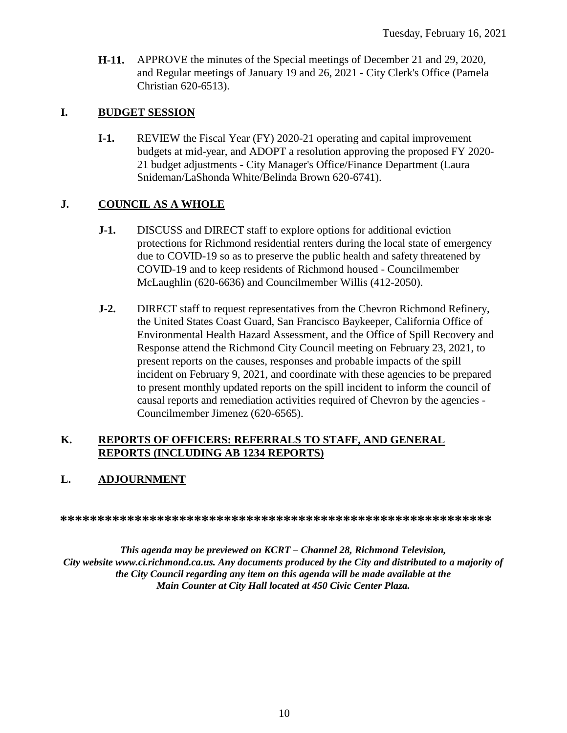**H-11.** APPROVE the minutes of the Special meetings of December 21 and 29, 2020, and Regular meetings of January 19 and 26, 2021 - City Clerk's Office (Pamela Christian 620-6513).

## I. BUDGET SESSION

**I-1.** REVIEW the Fiscal Year (FY) 2020-21 operating and capital improvement budgets at mid-year, and ADOPT a resolution approving the proposed FY 2020-21 budget adjustments - City Manager's Office/Finance Department (Laura Snideman/LaShonda White/Belinda Brown 620-6741).

## J. COUNCIL AS A WHOLE

**J-1.** DISCUSS and DIRECT staff to explore options for additional eviction protections for Richmond residential renters during the local state of emergency due to COVID-19 so as to preserve the public health and safety threatened by COVID-19 and to keep residents of Richmond housed - Councilmember McLaughlin (620-6636) and Councilmember Willis (412-2050).

**J-2.** DIRECT staff to request representatives from the Chevron Richmond Refinery, the United States Coast Guard, San Francisco Baykeeper, California Office of Environmental Health Hazard Assessment, and the Office of Spill Recovery and Response attend the Richmond City Council meeting on February 23, 2021, to present reports on the causes, responses and probable impacts of the spill incident on February 9, 2021, and coordinate with these agencies to be prepared to present monthly updated reports on the spill incident to inform the council of causal reports and remediation activities required of Chevron by the agencies - Councilmember Jimenez (620-6565).

## K. REPORTS OF OFFICERS: REFERRALS TO STAFF, AND GENERAL REPORTS (INCLUDING AB 1234 REPORTS)

## L. ADJOURNMENT

**************************************************************

***This agenda may be previewed on KCRT – Channel 28, Richmond Television, City website www.ci.richmond.ca.us. Any documents produced by the City and distributed to a majority of the City Council regarding any item on this agenda will be made available at the Main Counter at City Hall located at 450 Civic Center Plaza.***